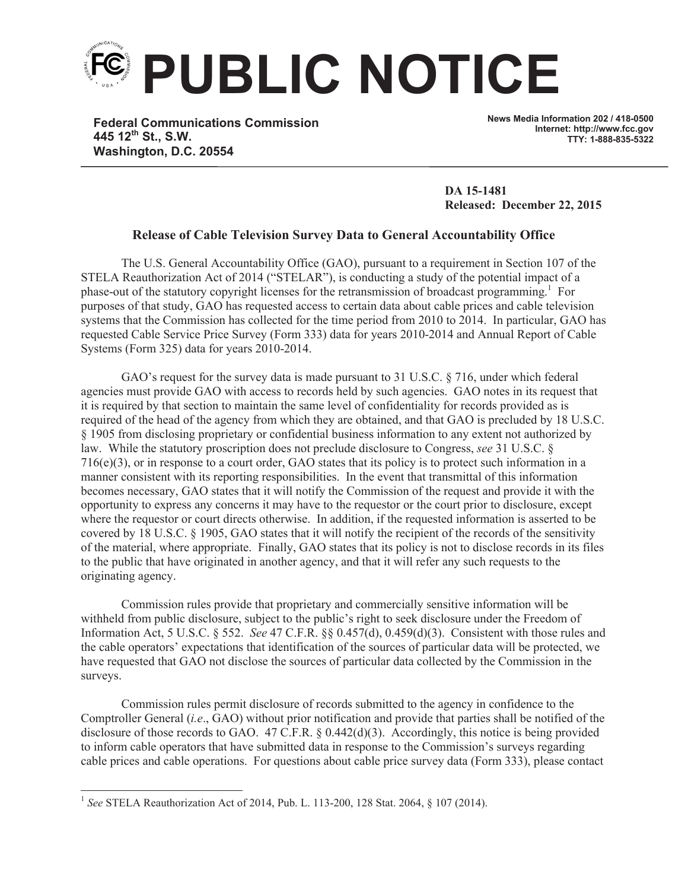# PUBLIC NOTICE

**Federal Communications Commission**
**445 12th St., S.W.**
**Washington, D.C. 20554**

**News Media Information 202 / 418-0500**
**Internet: http://www.fcc.gov**
**TTY: 1-888-835-5322**

**DA 15-1481**
**Released: December 22, 2015**

## Release of Cable Television Survey Data to General Accountability Office

The U.S. General Accountability Office (GAO), pursuant to a requirement in Section 107 of the STELA Reauthorization Act of 2014 ("STELAR"), is conducting a study of the potential impact of a phase-out of the statutory copyright licenses for the retransmission of broadcast programming.[1] For purposes of that study, GAO has requested access to certain data about cable prices and cable television systems that the Commission has collected for the time period from 2010 to 2014. In particular, GAO has requested Cable Service Price Survey (Form 333) data for years 2010-2014 and Annual Report of Cable Systems (Form 325) data for years 2010-2014.

GAO's request for the survey data is made pursuant to 31 U.S.C. § 716, under which federal agencies must provide GAO with access to records held by such agencies. GAO notes in its request that it is required by that section to maintain the same level of confidentiality for records provided as is required of the head of the agency from which they are obtained, and that GAO is precluded by 18 U.S.C. § 1905 from disclosing proprietary or confidential business information to any extent not authorized by law. While the statutory proscription does not preclude disclosure to Congress, *see* 31 U.S.C. § 716(e)(3), or in response to a court order, GAO states that its policy is to protect such information in a manner consistent with its reporting responsibilities. In the event that transmittal of this information becomes necessary, GAO states that it will notify the Commission of the request and provide it with the opportunity to express any concerns it may have to the requestor or the court prior to disclosure, except where the requestor or court directs otherwise. In addition, if the requested information is asserted to be covered by 18 U.S.C. § 1905, GAO states that it will notify the recipient of the records of the sensitivity of the material, where appropriate. Finally, GAO states that its policy is not to disclose records in its files to the public that have originated in another agency, and that it will refer any such requests to the originating agency.

Commission rules provide that proprietary and commercially sensitive information will be withheld from public disclosure, subject to the public's right to seek disclosure under the Freedom of Information Act, 5 U.S.C. § 552. *See* 47 C.F.R. §§ 0.457(d), 0.459(d)(3). Consistent with those rules and the cable operators' expectations that identification of the sources of particular data will be protected, we have requested that GAO not disclose the sources of particular data collected by the Commission in the surveys.

Commission rules permit disclosure of records submitted to the agency in confidence to the Comptroller General (*i.e*., GAO) without prior notification and provide that parties shall be notified of the disclosure of those records to GAO. 47 C.F.R. § 0.442(d)(3). Accordingly, this notice is being provided to inform cable operators that have submitted data in response to the Commission's surveys regarding cable prices and cable operations. For questions about cable price survey data (Form 333), please contact

---

[1] *See* STELA Reauthorization Act of 2014, Pub. L. 113-200, 128 Stat. 2064, § 107 (2014).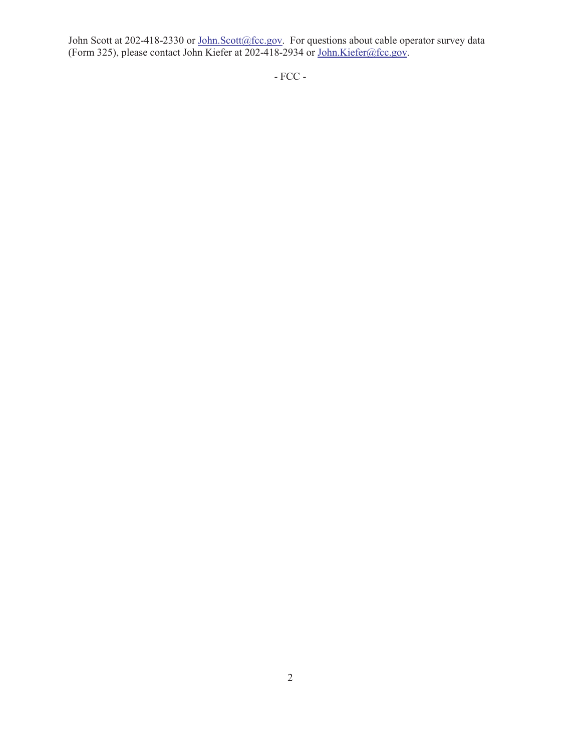John Scott at 202-418-2330 or John.Scott@fcc.gov. For questions about cable operator survey data (Form 325), please contact John Kiefer at 202-418-2934 or John.Kiefer@fcc.gov.

- FCC -